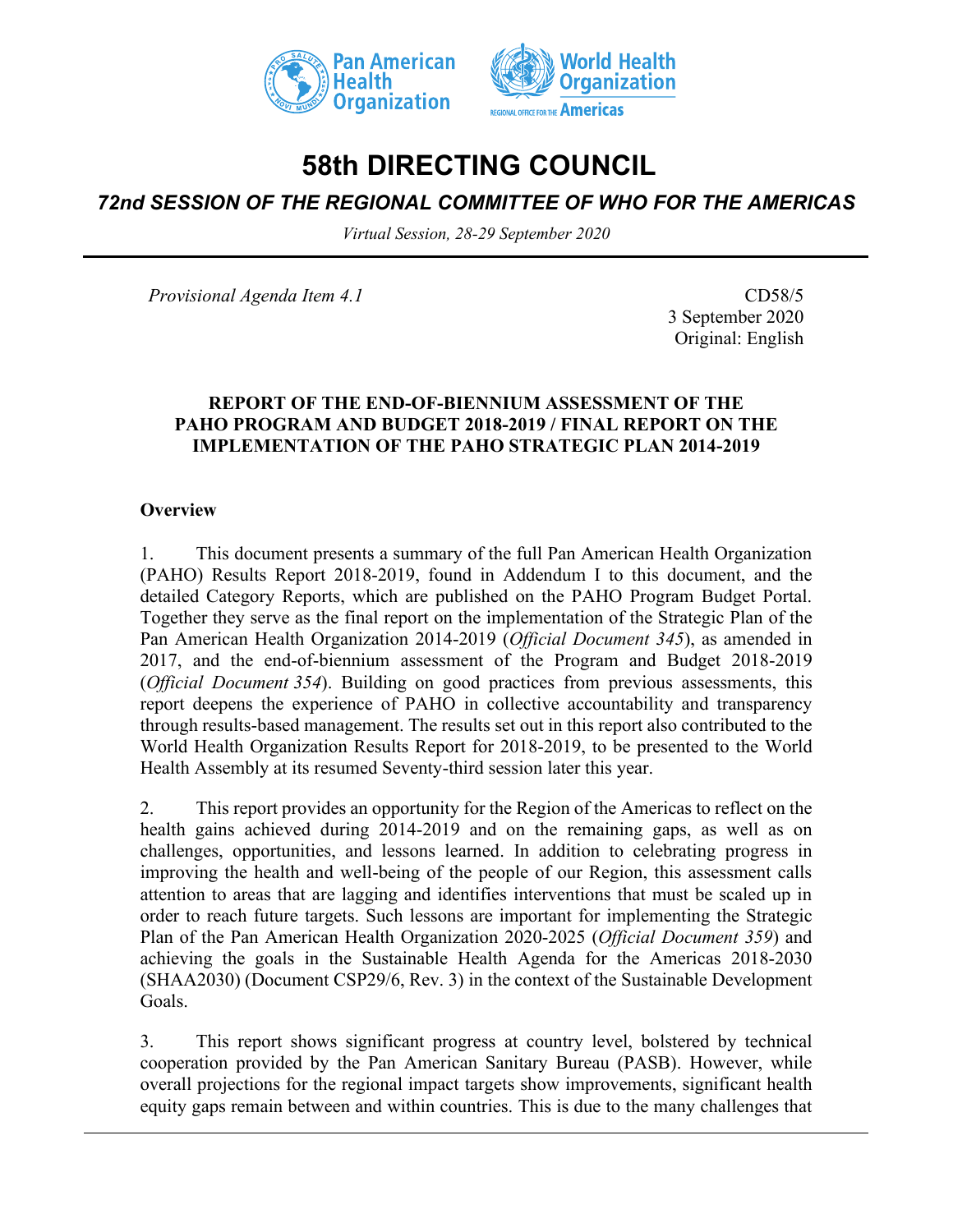# 58th DIRECTING COUNCIL

## *72nd SESSION OF THE REGIONAL COMMITTEE OF WHO FOR THE AMERICAS*

*Virtual Session, 28-29 September 2020*

*Provisional Agenda Item 4.1*

CD58/5
3 September 2020
Original: English

**REPORT OF THE END-OF-BIENNIUM ASSESSMENT OF THE PAHO PROGRAM AND BUDGET 2018-2019 / FINAL REPORT ON THE IMPLEMENTATION OF THE PAHO STRATEGIC PLAN 2014-2019**

**Overview**

1. This document presents a summary of the full Pan American Health Organization (PAHO) Results Report 2018-2019, found in Addendum I to this document, and the detailed Category Reports, which are published on the PAHO Program Budget Portal. Together they serve as the final report on the implementation of the Strategic Plan of the Pan American Health Organization 2014-2019 (*Official Document 345*), as amended in 2017, and the end-of-biennium assessment of the Program and Budget 2018-2019 (*Official Document 354*). Building on good practices from previous assessments, this report deepens the experience of PAHO in collective accountability and transparency through results-based management. The results set out in this report also contributed to the World Health Organization Results Report for 2018-2019, to be presented to the World Health Assembly at its resumed Seventy-third session later this year.

2. This report provides an opportunity for the Region of the Americas to reflect on the health gains achieved during 2014-2019 and on the remaining gaps, as well as on challenges, opportunities, and lessons learned. In addition to celebrating progress in improving the health and well-being of the people of our Region, this assessment calls attention to areas that are lagging and identifies interventions that must be scaled up in order to reach future targets. Such lessons are important for implementing the Strategic Plan of the Pan American Health Organization 2020-2025 (*Official Document 359*) and achieving the goals in the Sustainable Health Agenda for the Americas 2018-2030 (SHAA2030) (Document CSP29/6, Rev. 3) in the context of the Sustainable Development Goals.

3. This report shows significant progress at country level, bolstered by technical cooperation provided by the Pan American Sanitary Bureau (PASB). However, while overall projections for the regional impact targets show improvements, significant health equity gaps remain between and within countries. This is due to the many challenges that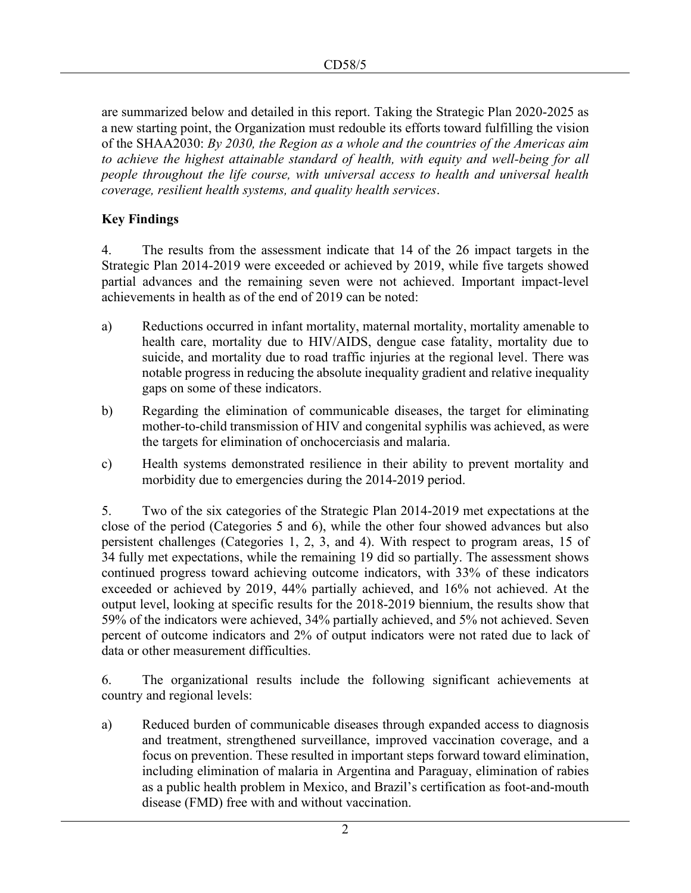are summarized below and detailed in this report. Taking the Strategic Plan 2020-2025 as a new starting point, the Organization must redouble its efforts toward fulfilling the vision of the SHAA2030: *By 2030, the Region as a whole and the countries of the Americas aim to achieve the highest attainable standard of health, with equity and well-being for all people throughout the life course, with universal access to health and universal health coverage, resilient health systems, and quality health services*.

**Key Findings**

4. The results from the assessment indicate that 14 of the 26 impact targets in the Strategic Plan 2014-2019 were exceeded or achieved by 2019, while five targets showed partial advances and the remaining seven were not achieved. Important impact-level achievements in health as of the end of 2019 can be noted:

a) Reductions occurred in infant mortality, maternal mortality, mortality amenable to health care, mortality due to HIV/AIDS, dengue case fatality, mortality due to suicide, and mortality due to road traffic injuries at the regional level. There was notable progress in reducing the absolute inequality gradient and relative inequality gaps on some of these indicators.

b) Regarding the elimination of communicable diseases, the target for eliminating mother-to-child transmission of HIV and congenital syphilis was achieved, as were the targets for elimination of onchocerciasis and malaria.

c) Health systems demonstrated resilience in their ability to prevent mortality and morbidity due to emergencies during the 2014-2019 period.

5. Two of the six categories of the Strategic Plan 2014-2019 met expectations at the close of the period (Categories 5 and 6), while the other four showed advances but also persistent challenges (Categories 1, 2, 3, and 4). With respect to program areas, 15 of 34 fully met expectations, while the remaining 19 did so partially. The assessment shows continued progress toward achieving outcome indicators, with 33% of these indicators exceeded or achieved by 2019, 44% partially achieved, and 16% not achieved. At the output level, looking at specific results for the 2018-2019 biennium, the results show that 59% of the indicators were achieved, 34% partially achieved, and 5% not achieved. Seven percent of outcome indicators and 2% of output indicators were not rated due to lack of data or other measurement difficulties.

6. The organizational results include the following significant achievements at country and regional levels:

a) Reduced burden of communicable diseases through expanded access to diagnosis and treatment, strengthened surveillance, improved vaccination coverage, and a focus on prevention. These resulted in important steps forward toward elimination, including elimination of malaria in Argentina and Paraguay, elimination of rabies as a public health problem in Mexico, and Brazil's certification as foot-and-mouth disease (FMD) free with and without vaccination.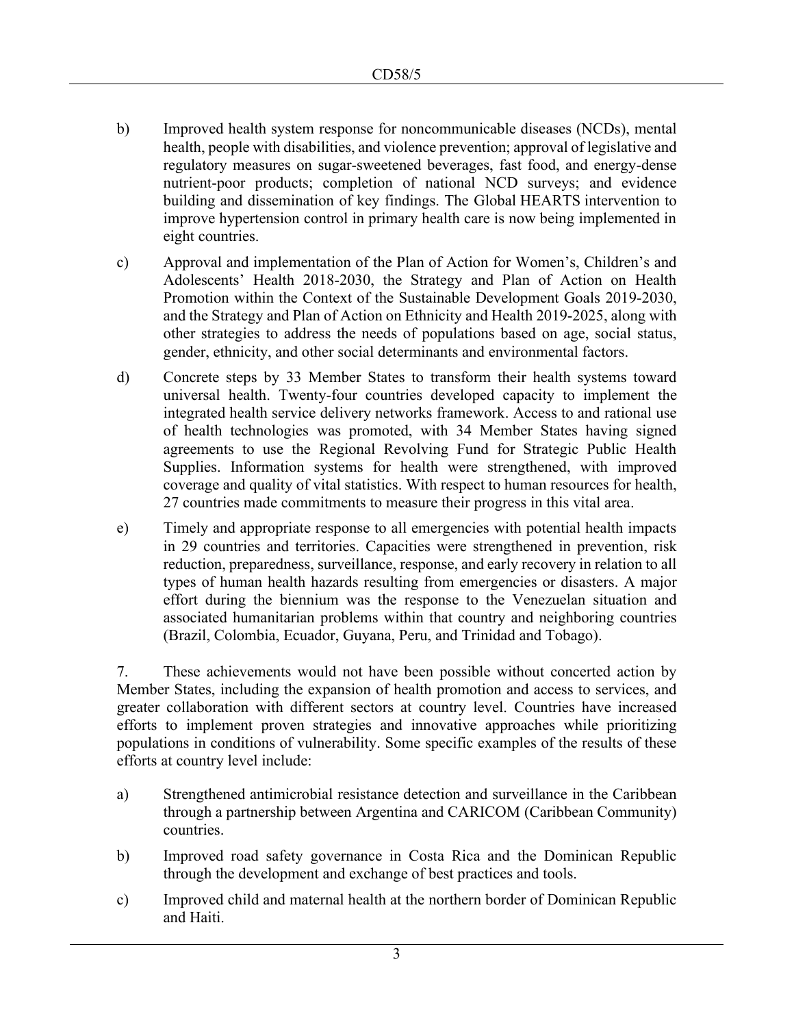b) Improved health system response for noncommunicable diseases (NCDs), mental health, people with disabilities, and violence prevention; approval of legislative and regulatory measures on sugar-sweetened beverages, fast food, and energy-dense nutrient-poor products; completion of national NCD surveys; and evidence building and dissemination of key findings. The Global HEARTS intervention to improve hypertension control in primary health care is now being implemented in eight countries.

c) Approval and implementation of the Plan of Action for Women's, Children's and Adolescents' Health 2018-2030, the Strategy and Plan of Action on Health Promotion within the Context of the Sustainable Development Goals 2019-2030, and the Strategy and Plan of Action on Ethnicity and Health 2019-2025, along with other strategies to address the needs of populations based on age, social status, gender, ethnicity, and other social determinants and environmental factors.

d) Concrete steps by 33 Member States to transform their health systems toward universal health. Twenty-four countries developed capacity to implement the integrated health service delivery networks framework. Access to and rational use of health technologies was promoted, with 34 Member States having signed agreements to use the Regional Revolving Fund for Strategic Public Health Supplies. Information systems for health were strengthened, with improved coverage and quality of vital statistics. With respect to human resources for health, 27 countries made commitments to measure their progress in this vital area.

e) Timely and appropriate response to all emergencies with potential health impacts in 29 countries and territories. Capacities were strengthened in prevention, risk reduction, preparedness, surveillance, response, and early recovery in relation to all types of human health hazards resulting from emergencies or disasters. A major effort during the biennium was the response to the Venezuelan situation and associated humanitarian problems within that country and neighboring countries (Brazil, Colombia, Ecuador, Guyana, Peru, and Trinidad and Tobago).

7. These achievements would not have been possible without concerted action by Member States, including the expansion of health promotion and access to services, and greater collaboration with different sectors at country level. Countries have increased efforts to implement proven strategies and innovative approaches while prioritizing populations in conditions of vulnerability. Some specific examples of the results of these efforts at country level include:

a) Strengthened antimicrobial resistance detection and surveillance in the Caribbean through a partnership between Argentina and CARICOM (Caribbean Community) countries.

b) Improved road safety governance in Costa Rica and the Dominican Republic through the development and exchange of best practices and tools.

c) Improved child and maternal health at the northern border of Dominican Republic and Haiti.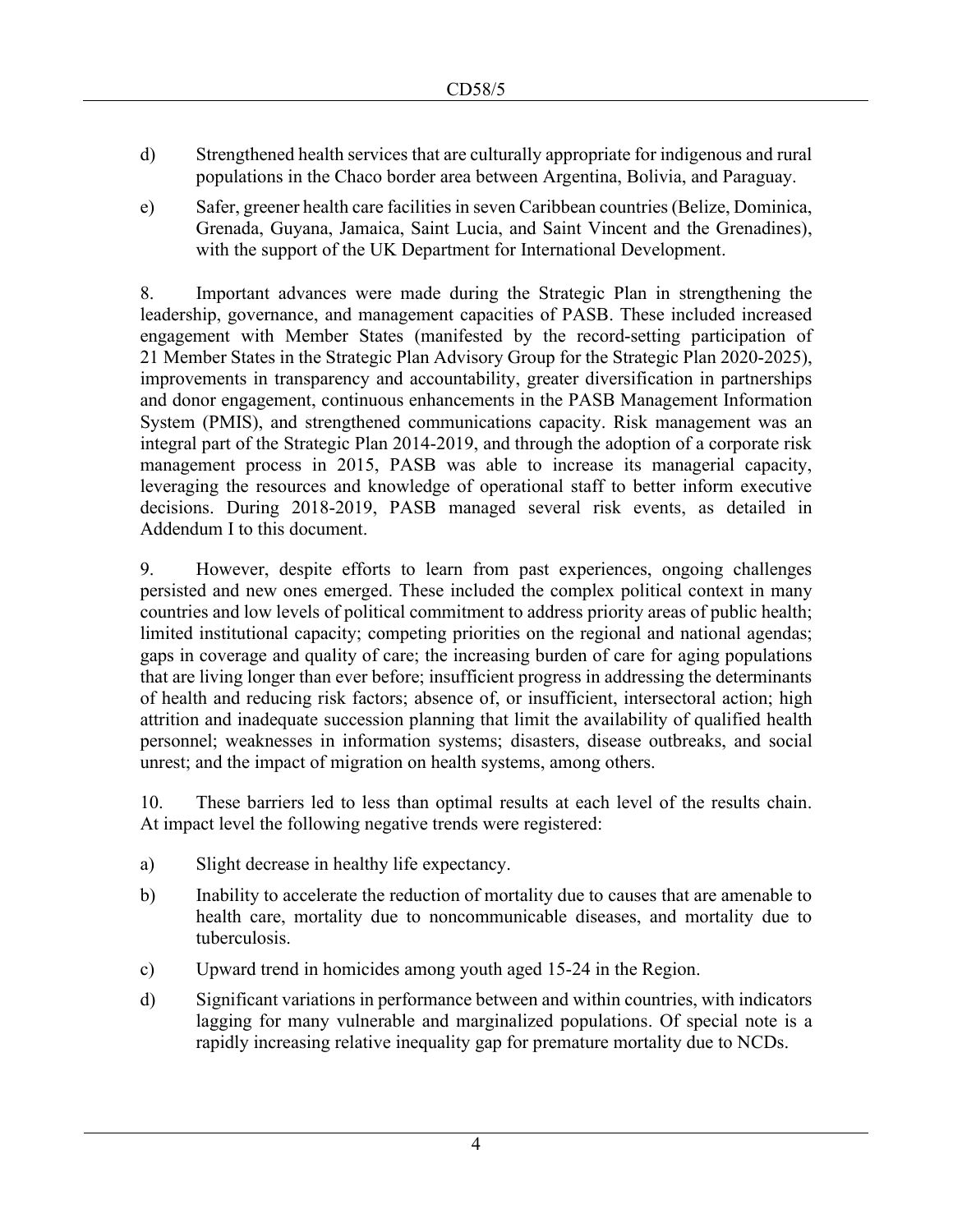d) Strengthened health services that are culturally appropriate for indigenous and rural populations in the Chaco border area between Argentina, Bolivia, and Paraguay.

e) Safer, greener health care facilities in seven Caribbean countries (Belize, Dominica, Grenada, Guyana, Jamaica, Saint Lucia, and Saint Vincent and the Grenadines), with the support of the UK Department for International Development.

8. Important advances were made during the Strategic Plan in strengthening the leadership, governance, and management capacities of PASB. These included increased engagement with Member States (manifested by the record-setting participation of 21 Member States in the Strategic Plan Advisory Group for the Strategic Plan 2020-2025), improvements in transparency and accountability, greater diversification in partnerships and donor engagement, continuous enhancements in the PASB Management Information System (PMIS), and strengthened communications capacity. Risk management was an integral part of the Strategic Plan 2014-2019, and through the adoption of a corporate risk management process in 2015, PASB was able to increase its managerial capacity, leveraging the resources and knowledge of operational staff to better inform executive decisions. During 2018-2019, PASB managed several risk events, as detailed in Addendum I to this document.

9. However, despite efforts to learn from past experiences, ongoing challenges persisted and new ones emerged. These included the complex political context in many countries and low levels of political commitment to address priority areas of public health; limited institutional capacity; competing priorities on the regional and national agendas; gaps in coverage and quality of care; the increasing burden of care for aging populations that are living longer than ever before; insufficient progress in addressing the determinants of health and reducing risk factors; absence of, or insufficient, intersectoral action; high attrition and inadequate succession planning that limit the availability of qualified health personnel; weaknesses in information systems; disasters, disease outbreaks, and social unrest; and the impact of migration on health systems, among others.

10. These barriers led to less than optimal results at each level of the results chain. At impact level the following negative trends were registered:

a) Slight decrease in healthy life expectancy.

b) Inability to accelerate the reduction of mortality due to causes that are amenable to health care, mortality due to noncommunicable diseases, and mortality due to tuberculosis.

c) Upward trend in homicides among youth aged 15-24 in the Region.

d) Significant variations in performance between and within countries, with indicators lagging for many vulnerable and marginalized populations. Of special note is a rapidly increasing relative inequality gap for premature mortality due to NCDs.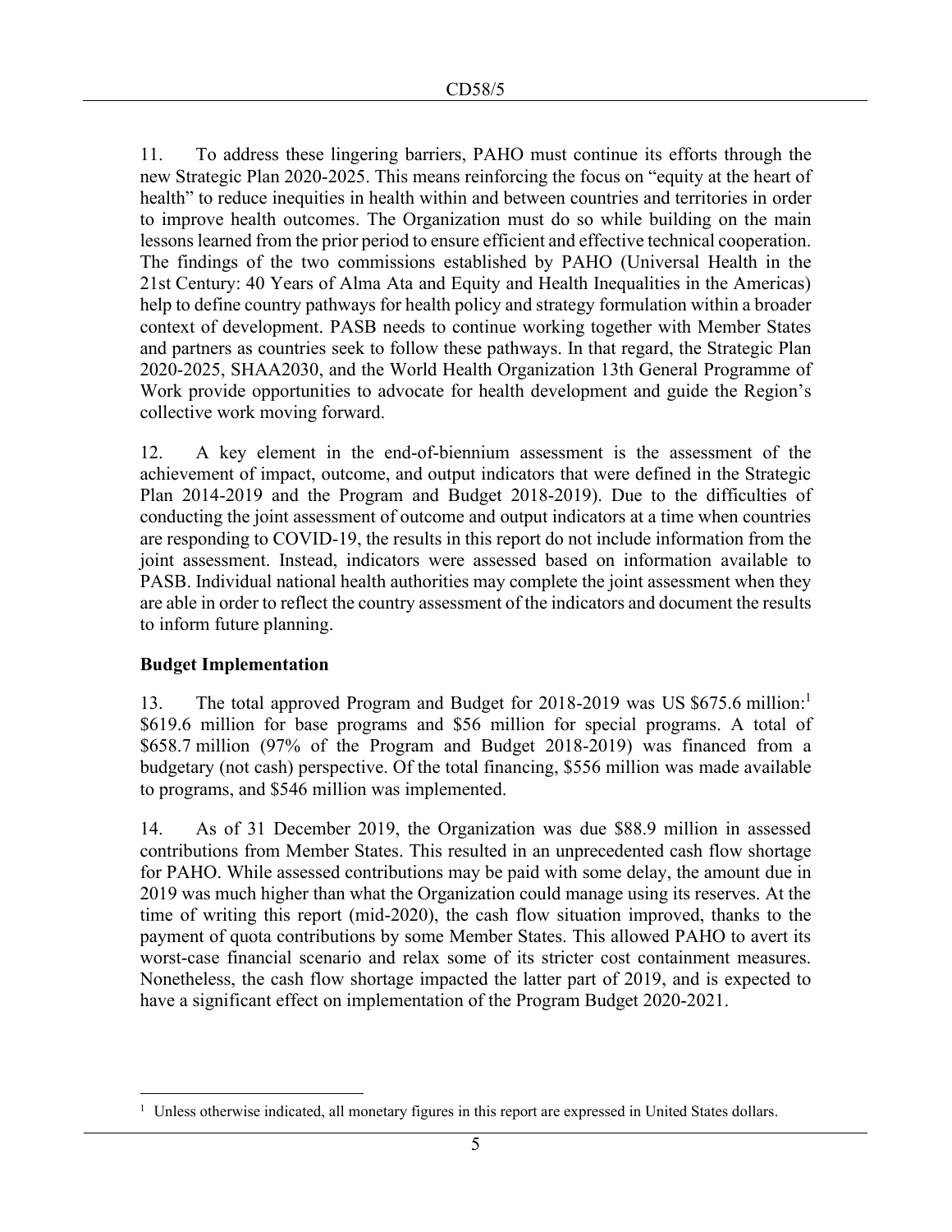11. To address these lingering barriers, PAHO must continue its efforts through the new Strategic Plan 2020-2025. This means reinforcing the focus on "equity at the heart of health" to reduce inequities in health within and between countries and territories in order to improve health outcomes. The Organization must do so while building on the main lessons learned from the prior period to ensure efficient and effective technical cooperation. The findings of the two commissions established by PAHO (Universal Health in the 21st Century: 40 Years of Alma Ata and Equity and Health Inequalities in the Americas) help to define country pathways for health policy and strategy formulation within a broader context of development. PASB needs to continue working together with Member States and partners as countries seek to follow these pathways. In that regard, the Strategic Plan 2020-2025, SHAA2030, and the World Health Organization 13th General Programme of Work provide opportunities to advocate for health development and guide the Region's collective work moving forward.

12. A key element in the end-of-biennium assessment is the assessment of the achievement of impact, outcome, and output indicators that were defined in the Strategic Plan 2014-2019 and the Program and Budget 2018-2019). Due to the difficulties of conducting the joint assessment of outcome and output indicators at a time when countries are responding to COVID-19, the results in this report do not include information from the joint assessment. Instead, indicators were assessed based on information available to PASB. Individual national health authorities may complete the joint assessment when they are able in order to reflect the country assessment of the indicators and document the results to inform future planning.

**Budget Implementation**

13. The total approved Program and Budget for 2018-2019 was US $675.6 million:[1] $619.6 million for base programs and $56 million for special programs. A total of $658.7 million (97% of the Program and Budget 2018-2019) was financed from a budgetary (not cash) perspective. Of the total financing, $556 million was made available to programs, and $546 million was implemented.

14. As of 31 December 2019, the Organization was due $88.9 million in assessed contributions from Member States. This resulted in an unprecedented cash flow shortage for PAHO. While assessed contributions may be paid with some delay, the amount due in 2019 was much higher than what the Organization could manage using its reserves. At the time of writing this report (mid-2020), the cash flow situation improved, thanks to the payment of quota contributions by some Member States. This allowed PAHO to avert its worst-case financial scenario and relax some of its stricter cost containment measures. Nonetheless, the cash flow shortage impacted the latter part of 2019, and is expected to have a significant effect on implementation of the Program Budget 2020-2021.

[1] Unless otherwise indicated, all monetary figures in this report are expressed in United States dollars.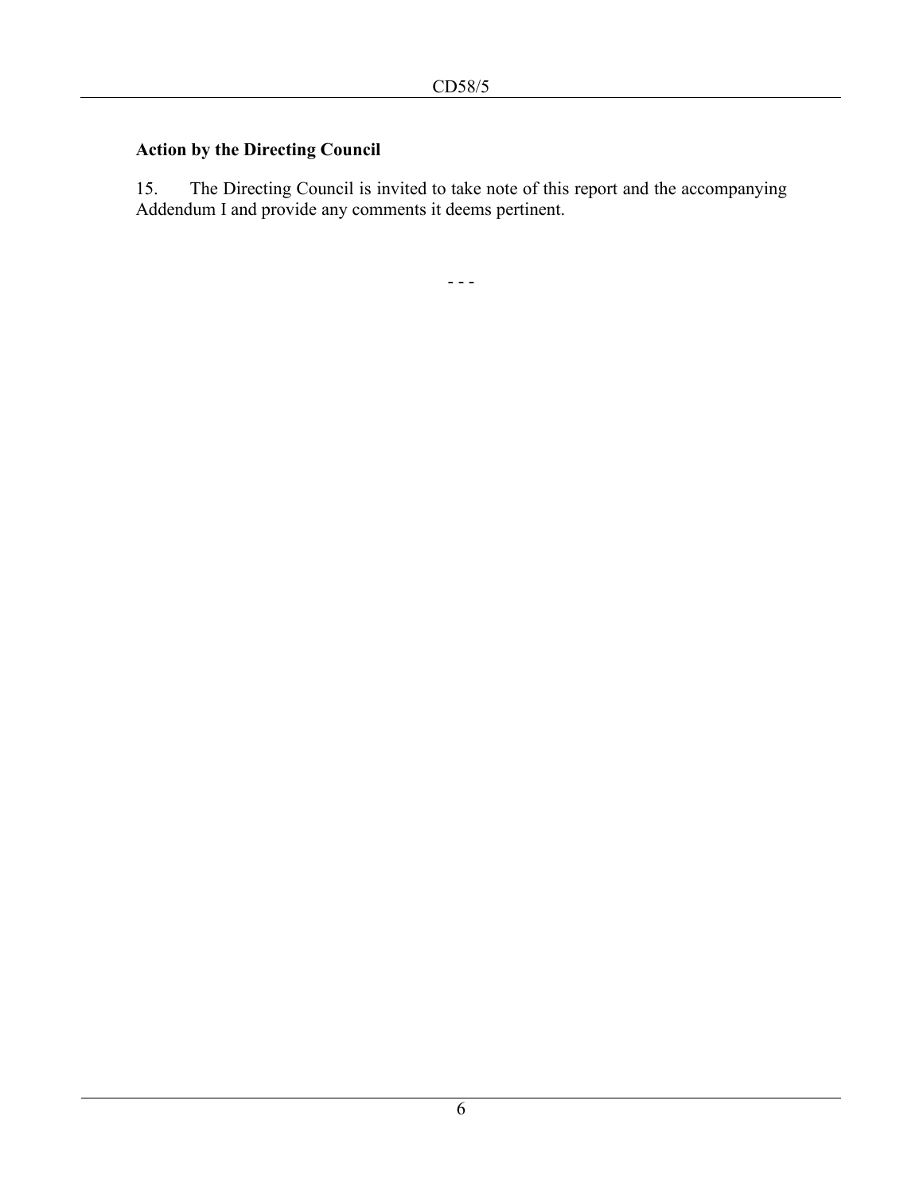**Action by the Directing Council**

15. The Directing Council is invited to take note of this report and the accompanying Addendum I and provide any comments it deems pertinent.

- - -